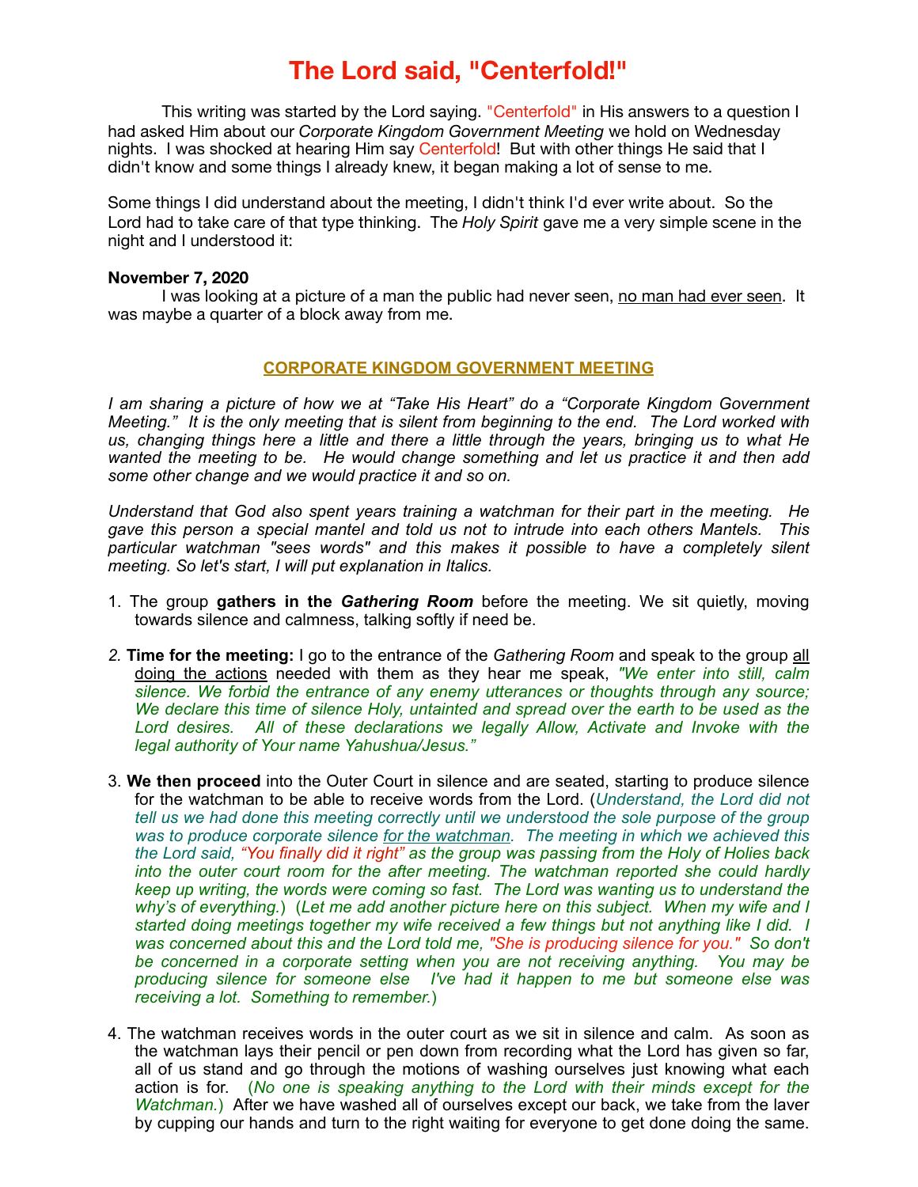# The Lord said, "Centerfold!"

This writing was started by the Lord saying. "Centerfold" in His answers to a question I had asked Him about our *Corporate Kingdom Government Meeting* we hold on Wednesday nights. I was shocked at hearing Him say Centerfold! But with other things He said that I didn't know and some things I already knew, it began making a lot of sense to me.

Some things I did understand about the meeting, I didn't think I'd ever write about. So the Lord had to take care of that type thinking. The *Holy Spirit* gave me a very simple scene in the night and I understood it:

**November 7, 2020**

I was looking at a picture of a man the public had never seen, <u>no man had ever seen</u>. It was maybe a quarter of a block away from me.

## <u>CORPORATE KINGDOM GOVERNMENT MEETING</u>

*I am sharing a picture of how we at "Take His Heart" do a "Corporate Kingdom Government Meeting." It is the only meeting that is silent from beginning to the end. The Lord worked with us, changing things here a little and there a little through the years, bringing us to what He wanted the meeting to be. He would change something and let us practice it and then add some other change and we would practice it and so on.*

*Understand that God also spent years training a watchman for their part in the meeting. He gave this person a special mantel and told us not to intrude into each others Mantels. This particular watchman "sees words" and this makes it possible to have a completely silent meeting. So let's start, I will put explanation in Italics.*

1. The group **gathers in the *Gathering Room*** before the meeting. We sit quietly, moving towards silence and calmness, talking softly if need be.

2. **Time for the meeting:** I go to the entrance of the *Gathering Room* and speak to the group <u>all doing the actions</u> needed with them as they hear me speak, *"We enter into still, calm silence. We forbid the entrance of any enemy utterances or thoughts through any source; We declare this time of silence Holy, untainted and spread over the earth to be used as the Lord desires. All of these declarations we legally Allow, Activate and Invoke with the legal authority of Your name Yahushua/Jesus."*

3. **We then proceed** into the Outer Court in silence and are seated, starting to produce silence for the watchman to be able to receive words from the Lord. (*Understand, the Lord did not tell us we had done this meeting correctly until we understood the sole purpose of the group was to produce corporate silence <u>for the watchman</u>. The meeting in which we achieved this the Lord said, "You finally did it right" as the group was passing from the Holy of Holies back into the outer court room for the after meeting. The watchman reported she could hardly keep up writing, the words were coming so fast. The Lord was wanting us to understand the why's of everything.*) (*Let me add another picture here on this subject. When my wife and I started doing meetings together my wife received a few things but not anything like I did. I was concerned about this and the Lord told me, "She is producing silence for you." So don't be concerned in a corporate setting when you are not receiving anything. You may be producing silence for someone else I've had it happen to me but someone else was receiving a lot. Something to remember.*)

4. The watchman receives words in the outer court as we sit in silence and calm. As soon as the watchman lays their pencil or pen down from recording what the Lord has given so far, all of us stand and go through the motions of washing ourselves just knowing what each action is for. (*No one is speaking anything to the Lord with their minds except for the Watchman.*) After we have washed all of ourselves except our back, we take from the laver by cupping our hands and turn to the right waiting for everyone to get done doing the same.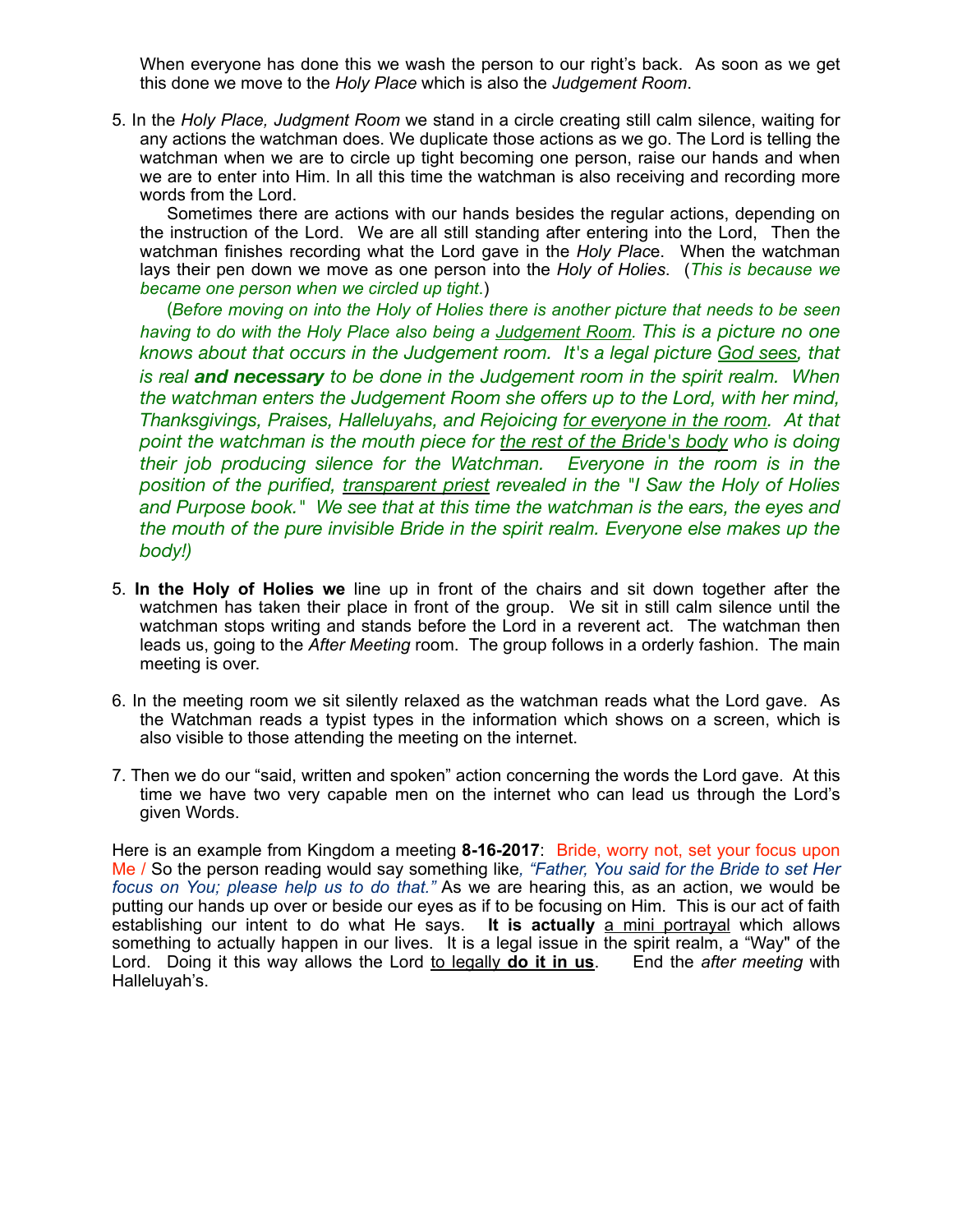When everyone has done this we wash the person to our right's back. As soon as we get this done we move to the *Holy Place* which is also the *Judgement Room*.

5. In the *Holy Place, Judgment Room* we stand in a circle creating still calm silence, waiting for any actions the watchman does. We duplicate those actions as we go. The Lord is telling the watchman when we are to circle up tight becoming one person, raise our hands and when we are to enter into Him. In all this time the watchman is also receiving and recording more words from the Lord.

   Sometimes there are actions with our hands besides the regular actions, depending on the instruction of the Lord. We are all still standing after entering into the Lord, Then the watchman finishes recording what the Lord gave in the *Holy Place*. When the watchman lays their pen down we move as one person into the *Holy of Holies*. (*This is because we became one person when we circled up tight.*)

   (*Before moving on into the Holy of Holies there is another picture that needs to be seen having to do with the Holy Place also being a <u>Judgement Room</u>. This is a picture no one knows about that occurs in the Judgement room. It's a legal picture <u>God sees</u>, that is real* ***and necessary*** *to be done in the Judgement room in the spirit realm. When the watchman enters the Judgement Room she offers up to the Lord, with her mind, Thanksgivings, Praises, Halleluyahs, and Rejoicing <u>for everyone in the room</u>. At that point the watchman is the mouth piece for <u>the rest of the Bride's body</u> who is doing their job producing silence for the Watchman. Everyone in the room is in the position of the purified, <u>transparent priest</u> revealed in the "I Saw the Holy of Holies and Purpose book." We see that at this time the watchman is the ears, the eyes and the mouth of the pure invisible Bride in the spirit realm. Everyone else makes up the body!)*

5. **In the Holy of Holies we** line up in front of the chairs and sit down together after the watchmen has taken their place in front of the group. We sit in still calm silence until the watchman stops writing and stands before the Lord in a reverent act. The watchman then leads us, going to the *After Meeting* room. The group follows in a orderly fashion. The main meeting is over.

6. In the meeting room we sit silently relaxed as the watchman reads what the Lord gave. As the Watchman reads a typist types in the information which shows on a screen, which is also visible to those attending the meeting on the internet.

7. Then we do our "said, written and spoken" action concerning the words the Lord gave. At this time we have two very capable men on the internet who can lead us through the Lord's given Words.

Here is an example from Kingdom a meeting **8-16-2017**: Bride, worry not, set your focus upon Me / So the person reading would say something like*, "Father, You said for the Bride to set Her focus on You; please help us to do that."* As we are hearing this, as an action, we would be putting our hands up over or beside our eyes as if to be focusing on Him. This is our act of faith establishing our intent to do what He says. **It is actually** <u>a mini portrayal</u> which allows something to actually happen in our lives. It is a legal issue in the spirit realm, a "Way" of the Lord. Doing it this way allows the Lord <u>to legally **do it in us**</u>. End the *after meeting* with Halleluyah's.